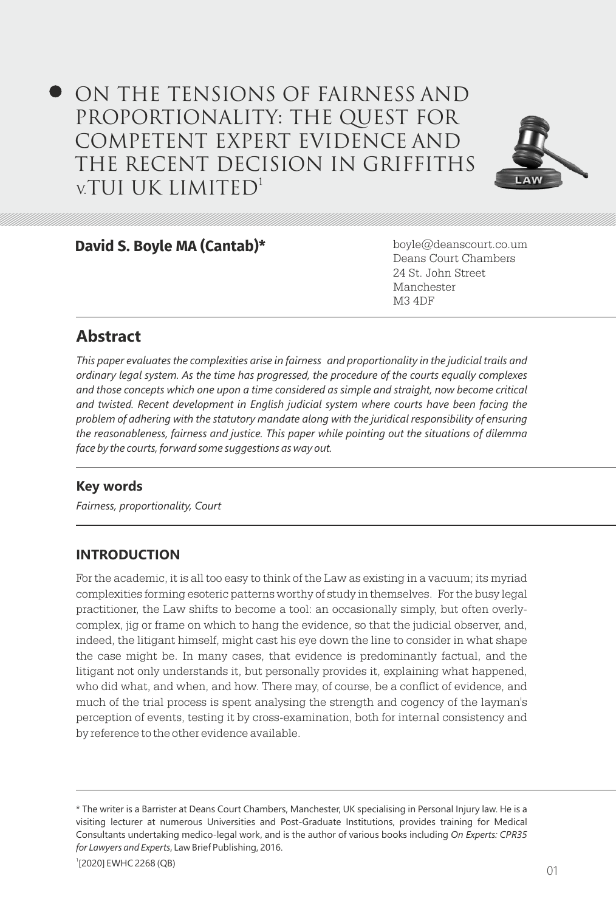# ON THE TENSIONS OF FAIRNESS AND PROPORTIONALITY: THE QUEST FOR COMPETENT EXPERT EVIDENCE AND THE RECENT DECISION IN GRIFFITHS v.TUI UK LIMITED[1]

**David S. Boyle MA (Cantab)***

boyle@deanscourt.co.um
Deans Court Chambers
24 St. John Street
Manchester
M3 4DF

## Abstract

*This paper evaluates the complexities arise in fairness and proportionality in the judicial trails and ordinary legal system. As the time has progressed, the procedure of the courts equally complexes and those concepts which one upon a time considered as simple and straight, now become critical and twisted. Recent development in English judicial system where courts have been facing the problem of adhering with the statutory mandate along with the juridical responsibility of ensuring the reasonableness, fairness and justice. This paper while pointing out the situations of dilemma face by the courts, forward some suggestions as way out.*

### Key words

*Fairness, proportionality, Court*

## INTRODUCTION

For the academic, it is all too easy to think of the Law as existing in a vacuum; its myriad complexities forming esoteric patterns worthy of study in themselves. For the busy legal practitioner, the Law shifts to become a tool: an occasionally simply, but often overly-complex, jig or frame on which to hang the evidence, so that the judicial observer, and, indeed, the litigant himself, might cast his eye down the line to consider in what shape the case might be. In many cases, that evidence is predominantly factual, and the litigant not only understands it, but personally provides it, explaining what happened, who did what, and when, and how. There may, of course, be a conflict of evidence, and much of the trial process is spent analysing the strength and cogency of the layman's perception of events, testing it by cross-examination, both for internal consistency and by reference to the other evidence available.

---

\* The writer is a Barrister at Deans Court Chambers, Manchester, UK specialising in Personal Injury law. He is a visiting lecturer at numerous Universities and Post-Graduate Institutions, provides training for Medical Consultants undertaking medico-legal work, and is the author of various books including *On Experts: CPR35 for Lawyers and Experts*, Law Brief Publishing, 2016.

[1] [2020] EWHC 2268 (QB)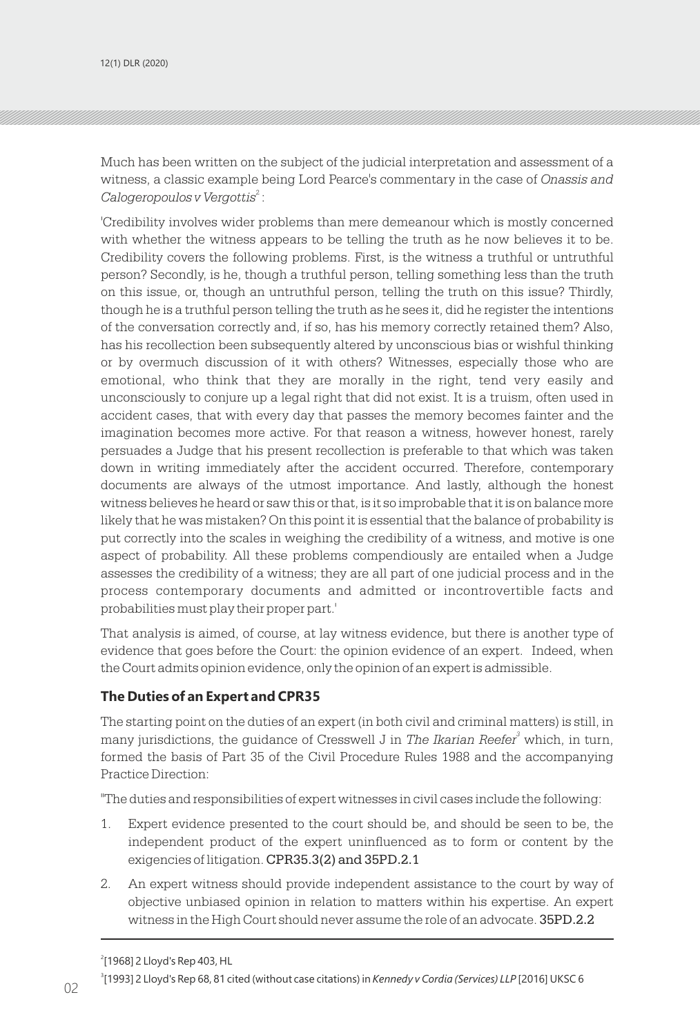Much has been written on the subject of the judicial interpretation and assessment of a witness, a classic example being Lord Pearce's commentary in the case of *Onassis and Calogeropoulos v Vergottis*[2] :

'Credibility involves wider problems than mere demeanour which is mostly concerned with whether the witness appears to be telling the truth as he now believes it to be. Credibility covers the following problems. First, is the witness a truthful or untruthful person? Secondly, is he, though a truthful person, telling something less than the truth on this issue, or, though an untruthful person, telling the truth on this issue? Thirdly, though he is a truthful person telling the truth as he sees it, did he register the intentions of the conversation correctly and, if so, has his memory correctly retained them? Also, has his recollection been subsequently altered by unconscious bias or wishful thinking or by overmuch discussion of it with others? Witnesses, especially those who are emotional, who think that they are morally in the right, tend very easily and unconsciously to conjure up a legal right that did not exist. It is a truism, often used in accident cases, that with every day that passes the memory becomes fainter and the imagination becomes more active. For that reason a witness, however honest, rarely persuades a Judge that his present recollection is preferable to that which was taken down in writing immediately after the accident occurred. Therefore, contemporary documents are always of the utmost importance. And lastly, although the honest witness believes he heard or saw this or that, is it so improbable that it is on balance more likely that he was mistaken? On this point it is essential that the balance of probability is put correctly into the scales in weighing the credibility of a witness, and motive is one aspect of probability. All these problems compendiously are entailed when a Judge assesses the credibility of a witness; they are all part of one judicial process and in the process contemporary documents and admitted or incontrovertible facts and probabilities must play their proper part.'

That analysis is aimed, of course, at lay witness evidence, but there is another type of evidence that goes before the Court: the opinion evidence of an expert. Indeed, when the Court admits opinion evidence, only the opinion of an expert is admissible.

## The Duties of an Expert and CPR35

The starting point on the duties of an expert (in both civil and criminal matters) is still, in many jurisdictions, the guidance of Cresswell J in *The Ikarian Reefer*[3] which, in turn, formed the basis of Part 35 of the Civil Procedure Rules 1988 and the accompanying Practice Direction:

"The duties and responsibilities of expert witnesses in civil cases include the following:

1. Expert evidence presented to the court should be, and should be seen to be, the independent product of the expert uninfluenced as to form or content by the exigencies of litigation. **CPR35.3(2) and 35PD.2.1**
2. An expert witness should provide independent assistance to the court by way of objective unbiased opinion in relation to matters within his expertise. An expert witness in the High Court should never assume the role of an advocate. **35PD.2.2**

---

[2] [1968] 2 Lloyd's Rep 403, HL

[3] [1993] 2 Lloyd's Rep 68, 81 cited (without case citations) in *Kennedy v Cordia (Services) LLP* [2016] UKSC 6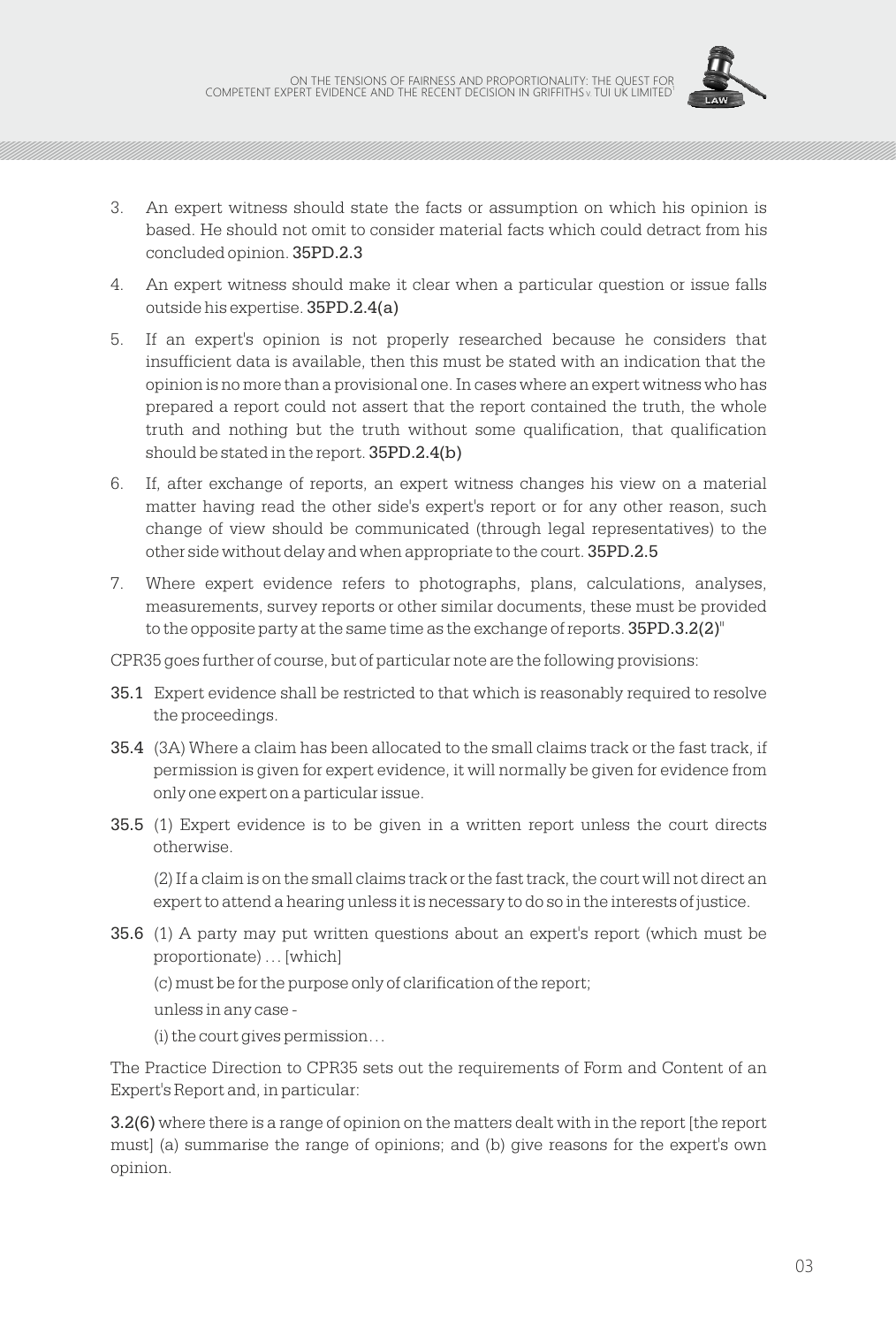3. An expert witness should state the facts or assumption on which his opinion is based. He should not omit to consider material facts which could detract from his concluded opinion. **35PD.2.3**

4. An expert witness should make it clear when a particular question or issue falls outside his expertise. **35PD.2.4(a)**

5. If an expert's opinion is not properly researched because he considers that insufficient data is available, then this must be stated with an indication that the opinion is no more than a provisional one. In cases where an expert witness who has prepared a report could not assert that the report contained the truth, the whole truth and nothing but the truth without some qualification, that qualification should be stated in the report. **35PD.2.4(b)**

6. If, after exchange of reports, an expert witness changes his view on a material matter having read the other side's expert's report or for any other reason, such change of view should be communicated (through legal representatives) to the other side without delay and when appropriate to the court. **35PD.2.5**

7. Where expert evidence refers to photographs, plans, calculations, analyses, measurements, survey reports or other similar documents, these must be provided to the opposite party at the same time as the exchange of reports. **35PD.3.2(2)**"

CPR35 goes further of course, but of particular note are the following provisions:

**35.1** Expert evidence shall be restricted to that which is reasonably required to resolve the proceedings.

**35.4** (3A) Where a claim has been allocated to the small claims track or the fast track, if permission is given for expert evidence, it will normally be given for evidence from only one expert on a particular issue.

**35.5** (1) Expert evidence is to be given in a written report unless the court directs otherwise.

(2) If a claim is on the small claims track or the fast track, the court will not direct an expert to attend a hearing unless it is necessary to do so in the interests of justice.

**35.6** (1) A party may put written questions about an expert's report (which must be proportionate) … [which]

(c) must be for the purpose only of clarification of the report;

unless in any case -

(i) the court gives permission…

The Practice Direction to CPR35 sets out the requirements of Form and Content of an Expert's Report and, in particular:

**3.2(6)** where there is a range of opinion on the matters dealt with in the report [the report must] (a) summarise the range of opinions; and (b) give reasons for the expert's own opinion.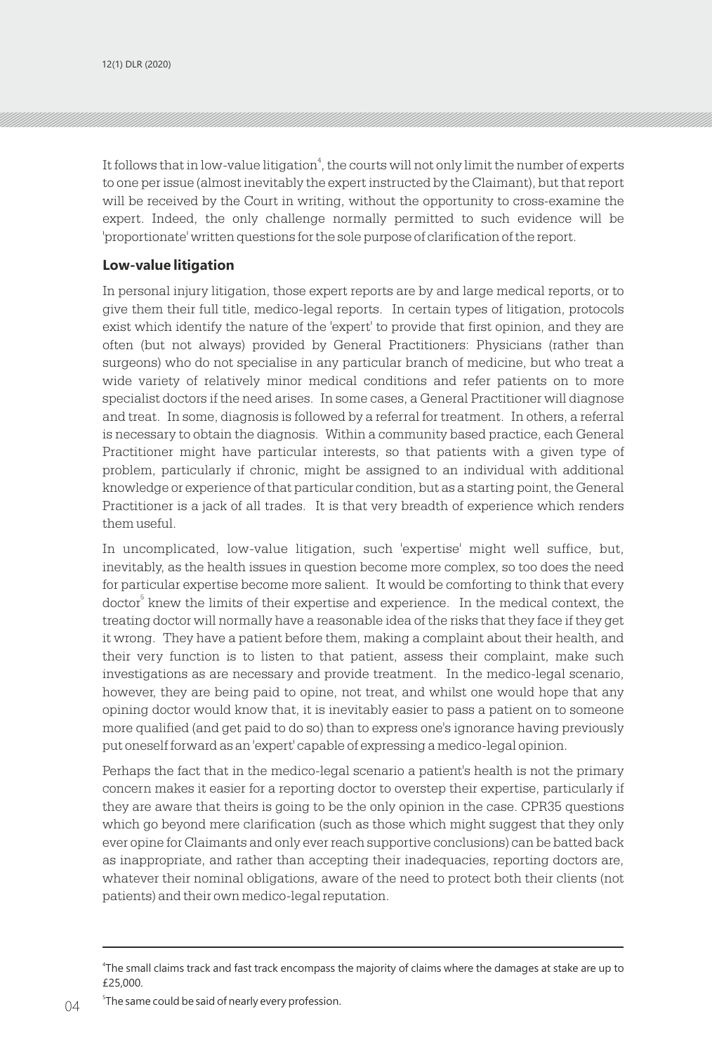It follows that in low-value litigation[4], the courts will not only limit the number of experts to one per issue (almost inevitably the expert instructed by the Claimant), but that report will be received by the Court in writing, without the opportunity to cross-examine the expert. Indeed, the only challenge normally permitted to such evidence will be 'proportionate' written questions for the sole purpose of clarification of the report.

### Low-value litigation

In personal injury litigation, those expert reports are by and large medical reports, or to give them their full title, medico-legal reports. In certain types of litigation, protocols exist which identify the nature of the 'expert' to provide that first opinion, and they are often (but not always) provided by General Practitioners: Physicians (rather than surgeons) who do not specialise in any particular branch of medicine, but who treat a wide variety of relatively minor medical conditions and refer patients on to more specialist doctors if the need arises. In some cases, a General Practitioner will diagnose and treat. In some, diagnosis is followed by a referral for treatment. In others, a referral is necessary to obtain the diagnosis. Within a community based practice, each General Practitioner might have particular interests, so that patients with a given type of problem, particularly if chronic, might be assigned to an individual with additional knowledge or experience of that particular condition, but as a starting point, the General Practitioner is a jack of all trades. It is that very breadth of experience which renders them useful.

In uncomplicated, low-value litigation, such 'expertise' might well suffice, but, inevitably, as the health issues in question become more complex, so too does the need for particular expertise become more salient. It would be comforting to think that every doctor[5] knew the limits of their expertise and experience. In the medical context, the treating doctor will normally have a reasonable idea of the risks that they face if they get it wrong. They have a patient before them, making a complaint about their health, and their very function is to listen to that patient, assess their complaint, make such investigations as are necessary and provide treatment. In the medico-legal scenario, however, they are being paid to opine, not treat, and whilst one would hope that any opining doctor would know that, it is inevitably easier to pass a patient on to someone more qualified (and get paid to do so) than to express one's ignorance having previously put oneself forward as an 'expert' capable of expressing a medico-legal opinion.

Perhaps the fact that in the medico-legal scenario a patient's health is not the primary concern makes it easier for a reporting doctor to overstep their expertise, particularly if they are aware that theirs is going to be the only opinion in the case. CPR35 questions which go beyond mere clarification (such as those which might suggest that they only ever opine for Claimants and only ever reach supportive conclusions) can be batted back as inappropriate, and rather than accepting their inadequacies, reporting doctors are, whatever their nominal obligations, aware of the need to protect both their clients (not patients) and their own medico-legal reputation.

---

[4] The small claims track and fast track encompass the majority of claims where the damages at stake are up to £25,000.

[5] The same could be said of nearly every profession.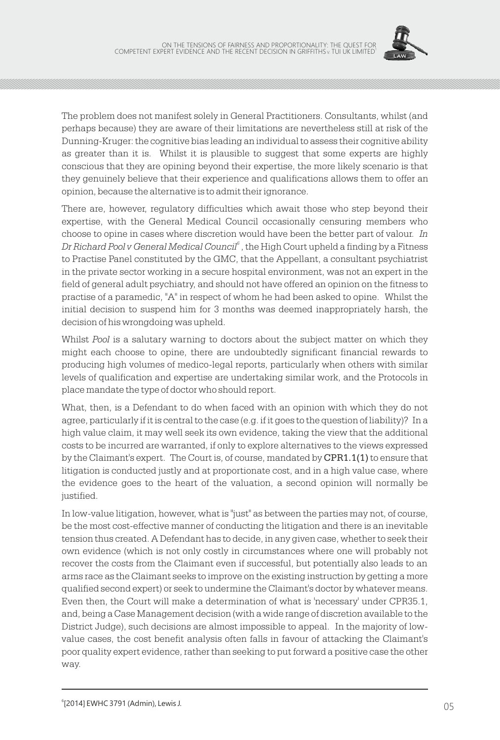The problem does not manifest solely in General Practitioners. Consultants, whilst (and perhaps because) they are aware of their limitations are nevertheless still at risk of the Dunning-Kruger: the cognitive bias leading an individual to assess their cognitive ability as greater than it is. Whilst it is plausible to suggest that some experts are highly conscious that they are opining beyond their expertise, the more likely scenario is that they genuinely believe that their experience and qualifications allows them to offer an opinion, because the alternative is to admit their ignorance.

There are, however, regulatory difficulties which await those who step beyond their expertise, with the General Medical Council occasionally censuring members who choose to opine in cases where discretion would have been the better part of valour. *In Dr Richard Pool v General Medical Council*[6], the High Court upheld a finding by a Fitness to Practise Panel constituted by the GMC, that the Appellant, a consultant psychiatrist in the private sector working in a secure hospital environment, was not an expert in the field of general adult psychiatry, and should not have offered an opinion on the fitness to practise of a paramedic, "A" in respect of whom he had been asked to opine. Whilst the initial decision to suspend him for 3 months was deemed inappropriately harsh, the decision of his wrongdoing was upheld.

Whilst *Pool* is a salutary warning to doctors about the subject matter on which they might each choose to opine, there are undoubtedly significant financial rewards to producing high volumes of medico-legal reports, particularly when others with similar levels of qualification and expertise are undertaking similar work, and the Protocols in place mandate the type of doctor who should report.

What, then, is a Defendant to do when faced with an opinion with which they do not agree, particularly if it is central to the case (e.g. if it goes to the question of liability)? In a high value claim, it may well seek its own evidence, taking the view that the additional costs to be incurred are warranted, if only to explore alternatives to the views expressed by the Claimant's expert. The Court is, of course, mandated by **CPR1.1(1)** to ensure that litigation is conducted justly and at proportionate cost, and in a high value case, where the evidence goes to the heart of the valuation, a second opinion will normally be justified.

In low-value litigation, however, what is "just" as between the parties may not, of course, be the most cost-effective manner of conducting the litigation and there is an inevitable tension thus created. A Defendant has to decide, in any given case, whether to seek their own evidence (which is not only costly in circumstances where one will probably not recover the costs from the Claimant even if successful, but potentially also leads to an arms race as the Claimant seeks to improve on the existing instruction by getting a more qualified second expert) or seek to undermine the Claimant's doctor by whatever means. Even then, the Court will make a determination of what is 'necessary' under CPR35.1, and, being a Case Management decision (with a wide range of discretion available to the District Judge), such decisions are almost impossible to appeal. In the majority of low-value cases, the cost benefit analysis often falls in favour of attacking the Claimant's poor quality expert evidence, rather than seeking to put forward a positive case the other way.

---

[6] [2014] EWHC 3791 (Admin), Lewis J.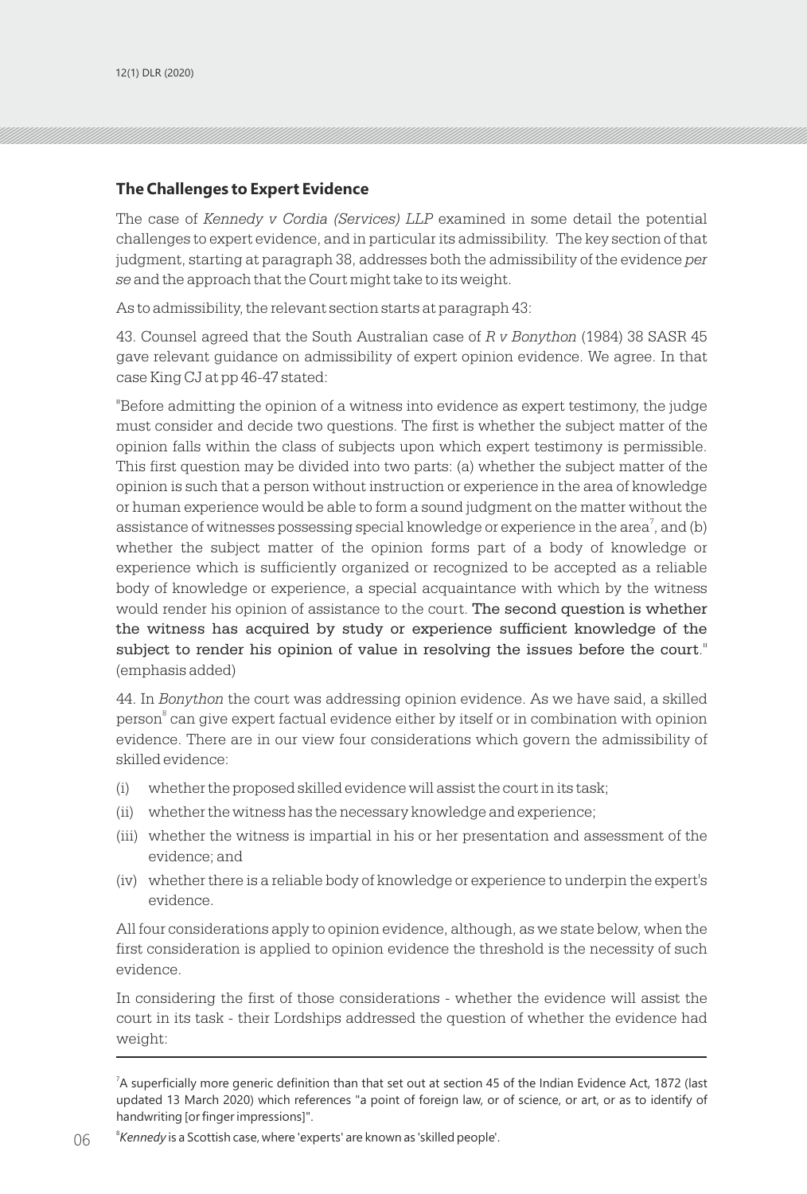## The Challenges to Expert Evidence

The case of *Kennedy v Cordia (Services) LLP* examined in some detail the potential challenges to expert evidence, and in particular its admissibility. The key section of that judgment, starting at paragraph 38, addresses both the admissibility of the evidence *per se* and the approach that the Court might take to its weight.

As to admissibility, the relevant section starts at paragraph 43:

43. Counsel agreed that the South Australian case of *R v Bonython* (1984) 38 SASR 45 gave relevant guidance on admissibility of expert opinion evidence. We agree. In that case King CJ at pp 46-47 stated:

"Before admitting the opinion of a witness into evidence as expert testimony, the judge must consider and decide two questions. The first is whether the subject matter of the opinion falls within the class of subjects upon which expert testimony is permissible. This first question may be divided into two parts: (a) whether the subject matter of the opinion is such that a person without instruction or experience in the area of knowledge or human experience would be able to form a sound judgment on the matter without the assistance of witnesses possessing special knowledge or experience in the area[7], and (b) whether the subject matter of the opinion forms part of a body of knowledge or experience which is sufficiently organized or recognized to be accepted as a reliable body of knowledge or experience, a special acquaintance with which by the witness would render his opinion of assistance to the court. **The second question is whether the witness has acquired by study or experience sufficient knowledge of the subject to render his opinion of value in resolving the issues before the court**." (emphasis added)

44. In *Bonython* the court was addressing opinion evidence. As we have said, a skilled person[8] can give expert factual evidence either by itself or in combination with opinion evidence. There are in our view four considerations which govern the admissibility of skilled evidence:

(i) whether the proposed skilled evidence will assist the court in its task;

(ii) whether the witness has the necessary knowledge and experience;

(iii) whether the witness is impartial in his or her presentation and assessment of the evidence; and

(iv) whether there is a reliable body of knowledge or experience to underpin the expert's evidence.

All four considerations apply to opinion evidence, although, as we state below, when the first consideration is applied to opinion evidence the threshold is the necessity of such evidence.

In considering the first of those considerations - whether the evidence will assist the court in its task - their Lordships addressed the question of whether the evidence had weight:

---

[7] A superficially more generic definition than that set out at section 45 of the Indian Evidence Act, 1872 (last updated 13 March 2020) which references "a point of foreign law, or of science, or art, or as to identify of handwriting [or finger impressions]".

[8] *Kennedy* is a Scottish case, where 'experts' are known as 'skilled people'.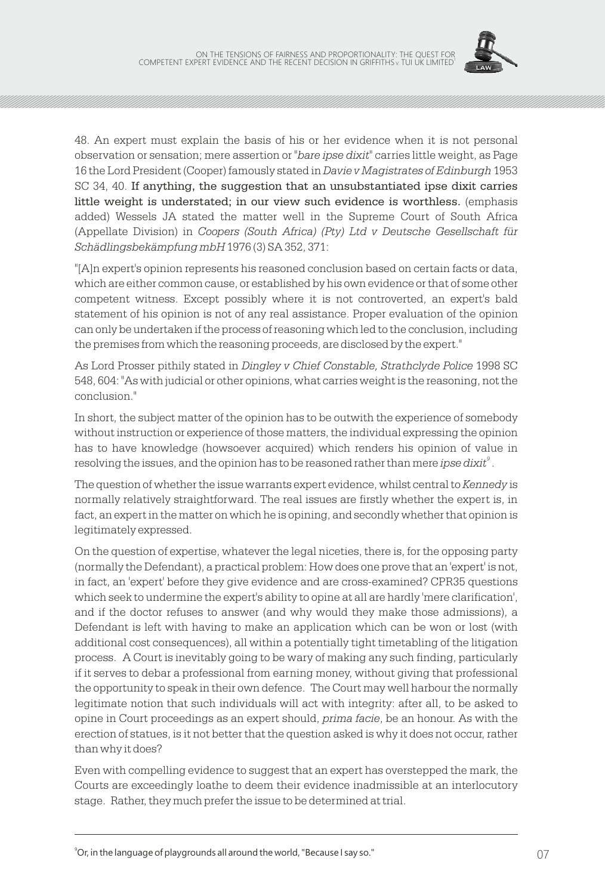48. An expert must explain the basis of his or her evidence when it is not personal observation or sensation; mere assertion or "*bare ipse dixit*" carries little weight, as Page 16 the Lord President (Cooper) famously stated in *Davie v Magistrates of Edinburgh* 1953 SC 34, 40. **If anything, the suggestion that an unsubstantiated ipse dixit carries little weight is understated; in our view such evidence is worthless.** (emphasis added) Wessels JA stated the matter well in the Supreme Court of South Africa (Appellate Division) in *Coopers (South Africa) (Pty) Ltd v Deutsche Gesellschaft für Schädlingsbekämpfung mbH* 1976 (3) SA 352, 371:

"[A]n expert's opinion represents his reasoned conclusion based on certain facts or data, which are either common cause, or established by his own evidence or that of some other competent witness. Except possibly where it is not controverted, an expert's bald statement of his opinion is not of any real assistance. Proper evaluation of the opinion can only be undertaken if the process of reasoning which led to the conclusion, including the premises from which the reasoning proceeds, are disclosed by the expert."

As Lord Prosser pithily stated in *Dingley v Chief Constable, Strathclyde Police* 1998 SC 548, 604: "As with judicial or other opinions, what carries weight is the reasoning, not the conclusion."

In short, the subject matter of the opinion has to be outwith the experience of somebody without instruction or experience of those matters, the individual expressing the opinion has to have knowledge (howsoever acquired) which renders his opinion of value in resolving the issues, and the opinion has to be reasoned rather than mere *ipse dixit*[9].

The question of whether the issue warrants expert evidence, whilst central to *Kennedy* is normally relatively straightforward. The real issues are firstly whether the expert is, in fact, an expert in the matter on which he is opining, and secondly whether that opinion is legitimately expressed.

On the question of expertise, whatever the legal niceties, there is, for the opposing party (normally the Defendant), a practical problem: How does one prove that an 'expert' is not, in fact, an 'expert' before they give evidence and are cross-examined? CPR35 questions which seek to undermine the expert's ability to opine at all are hardly 'mere clarification', and if the doctor refuses to answer (and why would they make those admissions), a Defendant is left with having to make an application which can be won or lost (with additional cost consequences), all within a potentially tight timetabling of the litigation process. A Court is inevitably going to be wary of making any such finding, particularly if it serves to debar a professional from earning money, without giving that professional the opportunity to speak in their own defence. The Court may well harbour the normally legitimate notion that such individuals will act with integrity: after all, to be asked to opine in Court proceedings as an expert should, *prima facie*, be an honour. As with the erection of statues, is it not better that the question asked is why it does not occur, rather than why it does?

Even with compelling evidence to suggest that an expert has overstepped the mark, the Courts are exceedingly loathe to deem their evidence inadmissible at an interlocutory stage. Rather, they much prefer the issue to be determined at trial.

---

[9] Or, in the language of playgrounds all around the world, "Because I say so."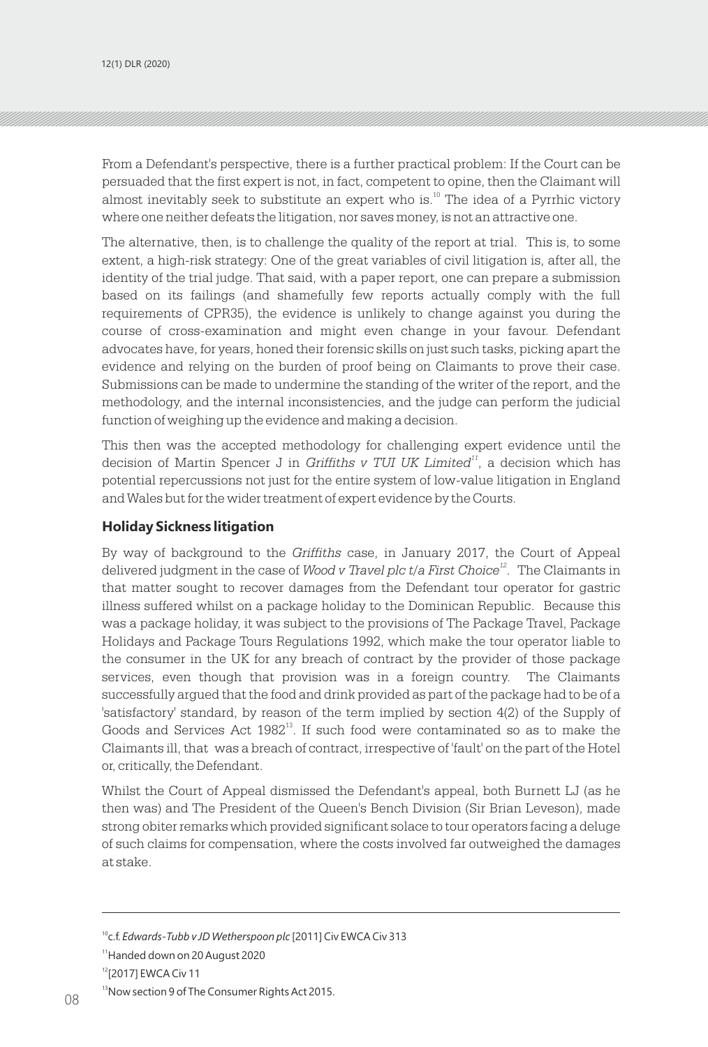From a Defendant's perspective, there is a further practical problem: If the Court can be persuaded that the first expert is not, in fact, competent to opine, then the Claimant will almost inevitably seek to substitute an expert who is.[10] The idea of a Pyrrhic victory where one neither defeats the litigation, nor saves money, is not an attractive one.

The alternative, then, is to challenge the quality of the report at trial. This is, to some extent, a high-risk strategy: One of the great variables of civil litigation is, after all, the identity of the trial judge. That said, with a paper report, one can prepare a submission based on its failings (and shamefully few reports actually comply with the full requirements of CPR35), the evidence is unlikely to change against you during the course of cross-examination and might even change in your favour. Defendant advocates have, for years, honed their forensic skills on just such tasks, picking apart the evidence and relying on the burden of proof being on Claimants to prove their case. Submissions can be made to undermine the standing of the writer of the report, and the methodology, and the internal inconsistencies, and the judge can perform the judicial function of weighing up the evidence and making a decision.

This then was the accepted methodology for challenging expert evidence until the decision of Martin Spencer J in *Griffiths v TUI UK Limited*[11], a decision which has potential repercussions not just for the entire system of low-value litigation in England and Wales but for the wider treatment of expert evidence by the Courts.

### Holiday Sickness litigation

By way of background to the *Griffiths* case, in January 2017, the Court of Appeal delivered judgment in the case of *Wood v Travel plc t/a First Choice*[12]. The Claimants in that matter sought to recover damages from the Defendant tour operator for gastric illness suffered whilst on a package holiday to the Dominican Republic. Because this was a package holiday, it was subject to the provisions of The Package Travel, Package Holidays and Package Tours Regulations 1992, which make the tour operator liable to the consumer in the UK for any breach of contract by the provider of those package services, even though that provision was in a foreign country. The Claimants successfully argued that the food and drink provided as part of the package had to be of a 'satisfactory' standard, by reason of the term implied by section 4(2) of the Supply of Goods and Services Act 1982[13]. If such food were contaminated so as to make the Claimants ill, that was a breach of contract, irrespective of 'fault' on the part of the Hotel or, critically, the Defendant.

Whilst the Court of Appeal dismissed the Defendant's appeal, both Burnett LJ (as he then was) and The President of the Queen's Bench Division (Sir Brian Leveson), made strong obiter remarks which provided significant solace to tour operators facing a deluge of such claims for compensation, where the costs involved far outweighed the damages at stake.

---

[10] c.f. *Edwards-Tubb v JD Wetherspoon plc* [2011] Civ EWCA Civ 313

[11] Handed down on 20 August 2020

[12] [2017] EWCA Civ 11

[13] Now section 9 of The Consumer Rights Act 2015.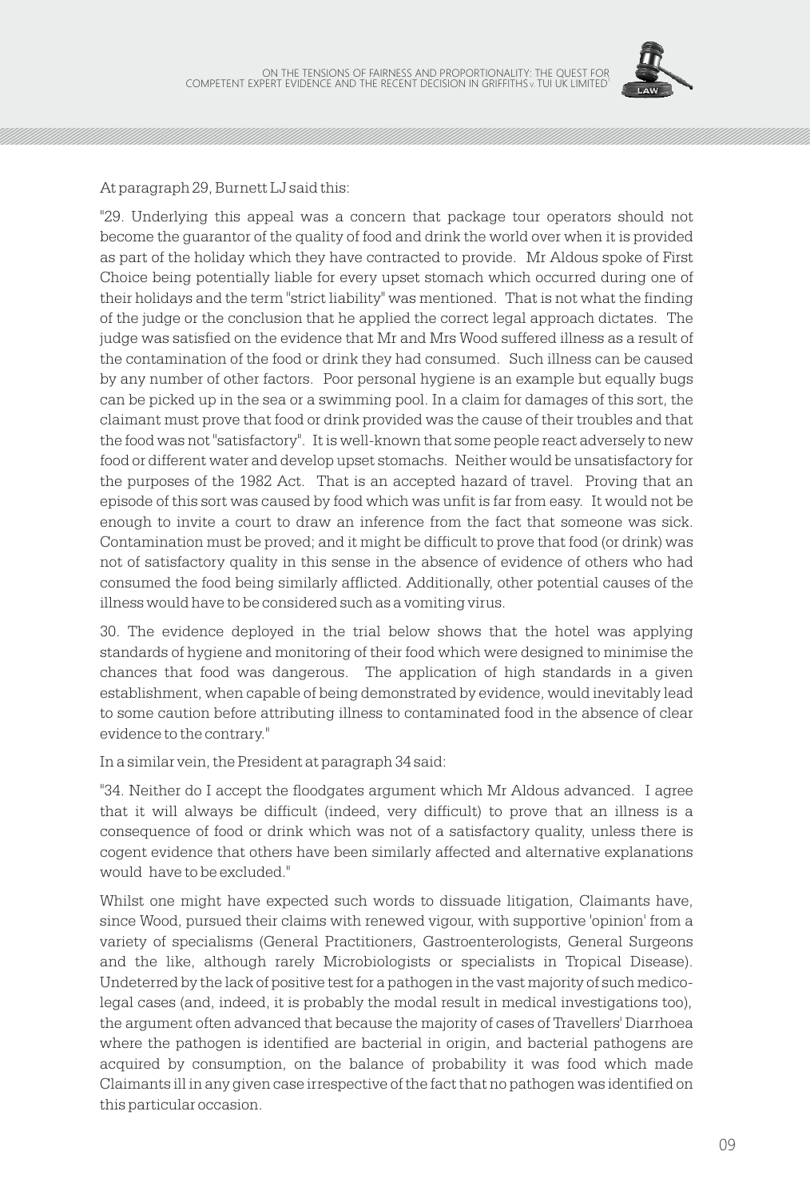At paragraph 29, Burnett LJ said this:

"29. Underlying this appeal was a concern that package tour operators should not become the guarantor of the quality of food and drink the world over when it is provided as part of the holiday which they have contracted to provide. Mr Aldous spoke of First Choice being potentially liable for every upset stomach which occurred during one of their holidays and the term "strict liability" was mentioned. That is not what the finding of the judge or the conclusion that he applied the correct legal approach dictates. The judge was satisfied on the evidence that Mr and Mrs Wood suffered illness as a result of the contamination of the food or drink they had consumed. Such illness can be caused by any number of other factors. Poor personal hygiene is an example but equally bugs can be picked up in the sea or a swimming pool. In a claim for damages of this sort, the claimant must prove that food or drink provided was the cause of their troubles and that the food was not "satisfactory". It is well-known that some people react adversely to new food or different water and develop upset stomachs. Neither would be unsatisfactory for the purposes of the 1982 Act. That is an accepted hazard of travel. Proving that an episode of this sort was caused by food which was unfit is far from easy. It would not be enough to invite a court to draw an inference from the fact that someone was sick. Contamination must be proved; and it might be difficult to prove that food (or drink) was not of satisfactory quality in this sense in the absence of evidence of others who had consumed the food being similarly afflicted. Additionally, other potential causes of the illness would have to be considered such as a vomiting virus.

30. The evidence deployed in the trial below shows that the hotel was applying standards of hygiene and monitoring of their food which were designed to minimise the chances that food was dangerous. The application of high standards in a given establishment, when capable of being demonstrated by evidence, would inevitably lead to some caution before attributing illness to contaminated food in the absence of clear evidence to the contrary."

In a similar vein, the President at paragraph 34 said:

"34. Neither do I accept the floodgates argument which Mr Aldous advanced. I agree that it will always be difficult (indeed, very difficult) to prove that an illness is a consequence of food or drink which was not of a satisfactory quality, unless there is cogent evidence that others have been similarly affected and alternative explanations would have to be excluded."

Whilst one might have expected such words to dissuade litigation, Claimants have, since Wood, pursued their claims with renewed vigour, with supportive 'opinion' from a variety of specialisms (General Practitioners, Gastroenterologists, General Surgeons and the like, although rarely Microbiologists or specialists in Tropical Disease). Undeterred by the lack of positive test for a pathogen in the vast majority of such medico-legal cases (and, indeed, it is probably the modal result in medical investigations too), the argument often advanced that because the majority of cases of Travellers' Diarrhoea where the pathogen is identified are bacterial in origin, and bacterial pathogens are acquired by consumption, on the balance of probability it was food which made Claimants ill in any given case irrespective of the fact that no pathogen was identified on this particular occasion.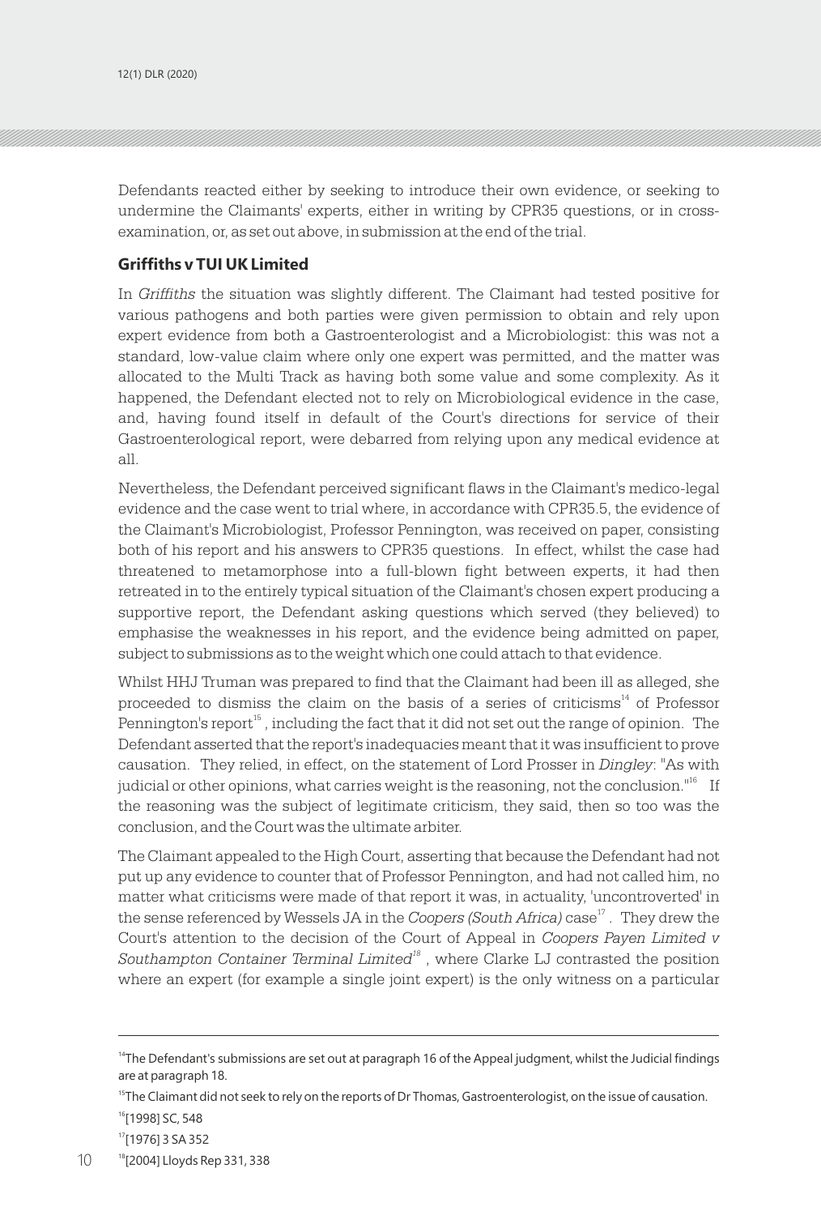Defendants reacted either by seeking to introduce their own evidence, or seeking to undermine the Claimants' experts, either in writing by CPR35 questions, or in cross-examination, or, as set out above, in submission at the end of the trial.

### Griffiths v TUI UK Limited

In *Griffiths* the situation was slightly different. The Claimant had tested positive for various pathogens and both parties were given permission to obtain and rely upon expert evidence from both a Gastroenterologist and a Microbiologist: this was not a standard, low-value claim where only one expert was permitted, and the matter was allocated to the Multi Track as having both some value and some complexity. As it happened, the Defendant elected not to rely on Microbiological evidence in the case, and, having found itself in default of the Court's directions for service of their Gastroenterological report, were debarred from relying upon any medical evidence at all.

Nevertheless, the Defendant perceived significant flaws in the Claimant's medico-legal evidence and the case went to trial where, in accordance with CPR35.5, the evidence of the Claimant's Microbiologist, Professor Pennington, was received on paper, consisting both of his report and his answers to CPR35 questions. In effect, whilst the case had threatened to metamorphose into a full-blown fight between experts, it had then retreated in to the entirely typical situation of the Claimant's chosen expert producing a supportive report, the Defendant asking questions which served (they believed) to emphasise the weaknesses in his report, and the evidence being admitted on paper, subject to submissions as to the weight which one could attach to that evidence.

Whilst HHJ Truman was prepared to find that the Claimant had been ill as alleged, she proceeded to dismiss the claim on the basis of a series of criticisms[14] of Professor Pennington's report[15], including the fact that it did not set out the range of opinion. The Defendant asserted that the report's inadequacies meant that it was insufficient to prove causation. They relied, in effect, on the statement of Lord Prosser in *Dingley*: "As with judicial or other opinions, what carries weight is the reasoning, not the conclusion."[16] If the reasoning was the subject of legitimate criticism, they said, then so too was the conclusion, and the Court was the ultimate arbiter.

The Claimant appealed to the High Court, asserting that because the Defendant had not put up any evidence to counter that of Professor Pennington, and had not called him, no matter what criticisms were made of that report it was, in actuality, 'uncontroverted' in the sense referenced by Wessels JA in the *Coopers (South Africa)* case[17]. They drew the Court's attention to the decision of the Court of Appeal in *Coopers Payen Limited v Southampton Container Terminal Limited*[18], where Clarke LJ contrasted the position where an expert (for example a single joint expert) is the only witness on a particular

---

[14] The Defendant's submissions are set out at paragraph 16 of the Appeal judgment, whilst the Judicial findings are at paragraph 18.

[15] The Claimant did not seek to rely on the reports of Dr Thomas, Gastroenterologist, on the issue of causation.

[16] [1998] SC, 548

[17] [1976] 3 SA 352

[18] [2004] Lloyds Rep 331, 338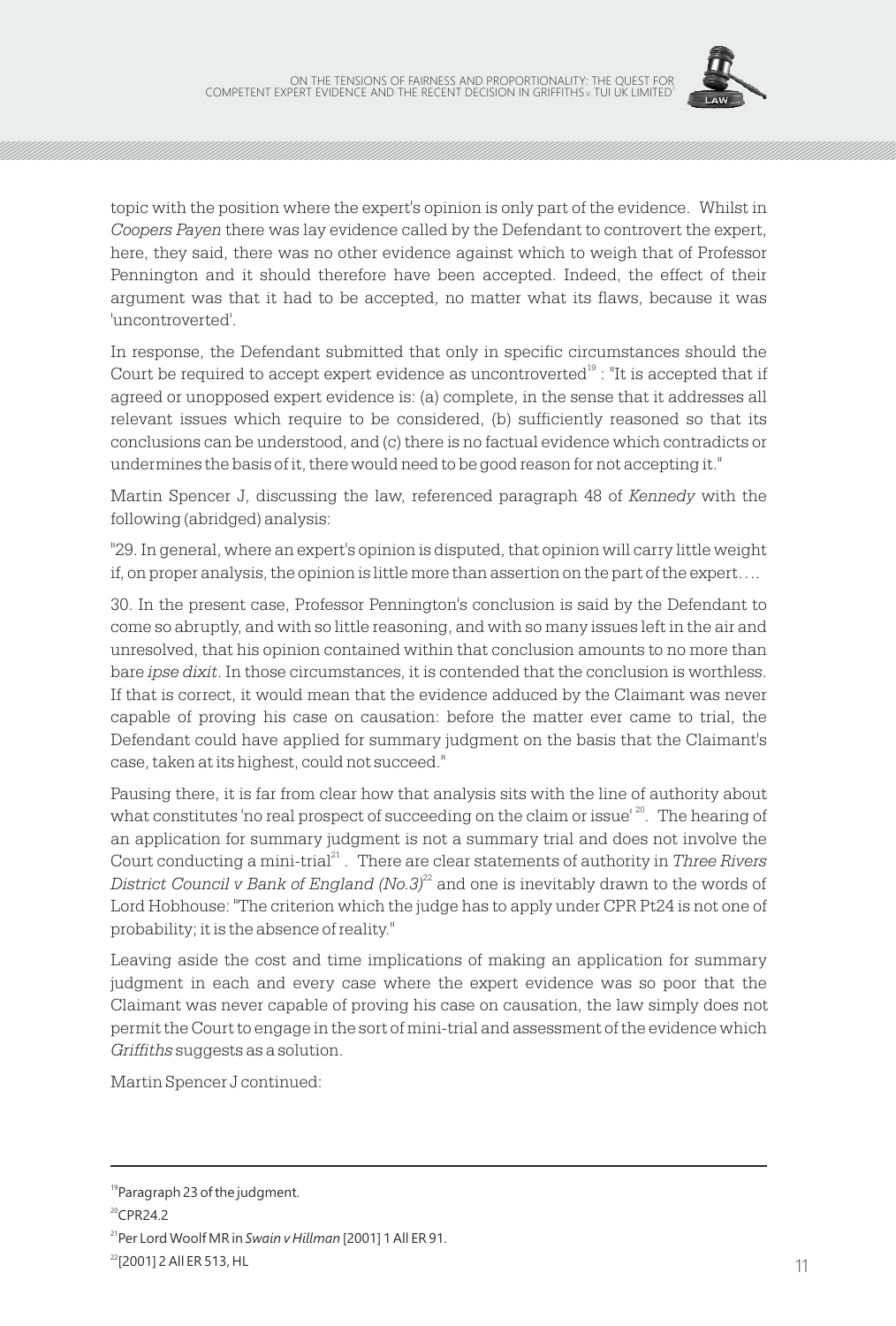topic with the position where the expert's opinion is only part of the evidence. Whilst in *Coopers Payen* there was lay evidence called by the Defendant to controvert the expert, here, they said, there was no other evidence against which to weigh that of Professor Pennington and it should therefore have been accepted. Indeed, the effect of their argument was that it had to be accepted, no matter what its flaws, because it was 'uncontroverted'.

In response, the Defendant submitted that only in specific circumstances should the Court be required to accept expert evidence as uncontroverted[19] : "It is accepted that if agreed or unopposed expert evidence is: (a) complete, in the sense that it addresses all relevant issues which require to be considered, (b) sufficiently reasoned so that its conclusions can be understood, and (c) there is no factual evidence which contradicts or undermines the basis of it, there would need to be good reason for not accepting it."

Martin Spencer J, discussing the law, referenced paragraph 48 of *Kennedy* with the following (abridged) analysis:

"29. In general, where an expert's opinion is disputed, that opinion will carry little weight if, on proper analysis, the opinion is little more than assertion on the part of the expert….

30. In the present case, Professor Pennington's conclusion is said by the Defendant to come so abruptly, and with so little reasoning, and with so many issues left in the air and unresolved, that his opinion contained within that conclusion amounts to no more than bare *ipse dixit*. In those circumstances, it is contended that the conclusion is worthless. If that is correct, it would mean that the evidence adduced by the Claimant was never capable of proving his case on causation: before the matter ever came to trial, the Defendant could have applied for summary judgment on the basis that the Claimant's case, taken at its highest, could not succeed."

Pausing there, it is far from clear how that analysis sits with the line of authority about what constitutes 'no real prospect of succeeding on the claim or issue'[20]. The hearing of an application for summary judgment is not a summary trial and does not involve the Court conducting a mini-trial[21]. There are clear statements of authority in *Three Rivers District Council v Bank of England (No.3)*[22] and one is inevitably drawn to the words of Lord Hobhouse: "The criterion which the judge has to apply under CPR Pt24 is not one of probability; it is the absence of reality."

Leaving aside the cost and time implications of making an application for summary judgment in each and every case where the expert evidence was so poor that the Claimant was never capable of proving his case on causation, the law simply does not permit the Court to engage in the sort of mini-trial and assessment of the evidence which *Griffiths* suggests as a solution.

Martin Spencer J continued:

---

[19] Paragraph 23 of the judgment.

[20] CPR24.2

[21] Per Lord Woolf MR in *Swain v Hillman* [2001] 1 All ER 91.

[22] [2001] 2 All ER 513, HL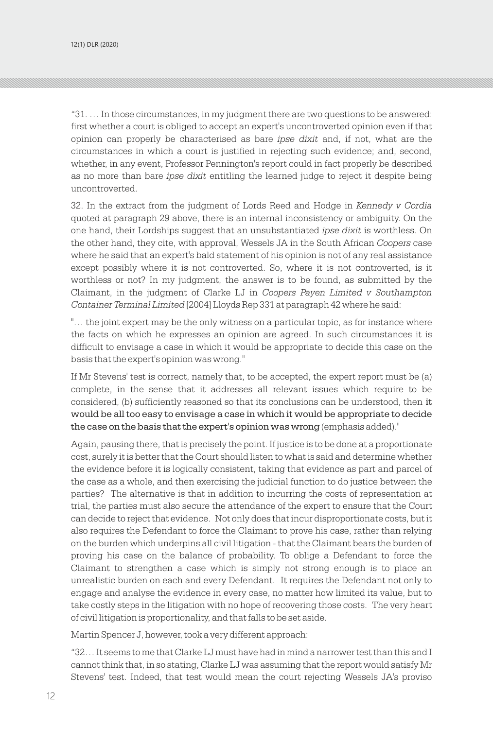"31. … In those circumstances, in my judgment there are two questions to be answered: first whether a court is obliged to accept an expert's uncontroverted opinion even if that opinion can properly be characterised as bare *ipse dixit* and, if not, what are the circumstances in which a court is justified in rejecting such evidence; and, second, whether, in any event, Professor Pennington's report could in fact properly be described as no more than bare *ipse dixit* entitling the learned judge to reject it despite being uncontroverted.

32. In the extract from the judgment of Lords Reed and Hodge in *Kennedy v Cordia* quoted at paragraph 29 above, there is an internal inconsistency or ambiguity. On the one hand, their Lordships suggest that an unsubstantiated *ipse dixit* is worthless. On the other hand, they cite, with approval, Wessels JA in the South African *Coopers* case where he said that an expert's bald statement of his opinion is not of any real assistance except possibly where it is not controverted. So, where it is not controverted, is it worthless or not? In my judgment, the answer is to be found, as submitted by the Claimant, in the judgment of Clarke LJ in *Coopers Payen Limited v Southampton Container Terminal Limited* [2004] Lloyds Rep 331 at paragraph 42 where he said:

"… the joint expert may be the only witness on a particular topic, as for instance where the facts on which he expresses an opinion are agreed. In such circumstances it is difficult to envisage a case in which it would be appropriate to decide this case on the basis that the expert's opinion was wrong."

If Mr Stevens' test is correct, namely that, to be accepted, the expert report must be (a) complete, in the sense that it addresses all relevant issues which require to be considered, (b) sufficiently reasoned so that its conclusions can be understood, then **it would be all too easy to envisage a case in which it would be appropriate to decide the case on the basis that the expert's opinion was wrong** (emphasis added)."

Again, pausing there, that is precisely the point. If justice is to be done at a proportionate cost, surely it is better that the Court should listen to what is said and determine whether the evidence before it is logically consistent, taking that evidence as part and parcel of the case as a whole, and then exercising the judicial function to do justice between the parties? The alternative is that in addition to incurring the costs of representation at trial, the parties must also secure the attendance of the expert to ensure that the Court can decide to reject that evidence. Not only does that incur disproportionate costs, but it also requires the Defendant to force the Claimant to prove his case, rather than relying on the burden which underpins all civil litigation - that the Claimant bears the burden of proving his case on the balance of probability. To oblige a Defendant to force the Claimant to strengthen a case which is simply not strong enough is to place an unrealistic burden on each and every Defendant. It requires the Defendant not only to engage and analyse the evidence in every case, no matter how limited its value, but to take costly steps in the litigation with no hope of recovering those costs. The very heart of civil litigation is proportionality, and that falls to be set aside.

Martin Spencer J, however, took a very different approach:

"32… It seems to me that Clarke LJ must have had in mind a narrower test than this and I cannot think that, in so stating, Clarke LJ was assuming that the report would satisfy Mr Stevens' test. Indeed, that test would mean the court rejecting Wessels JA's proviso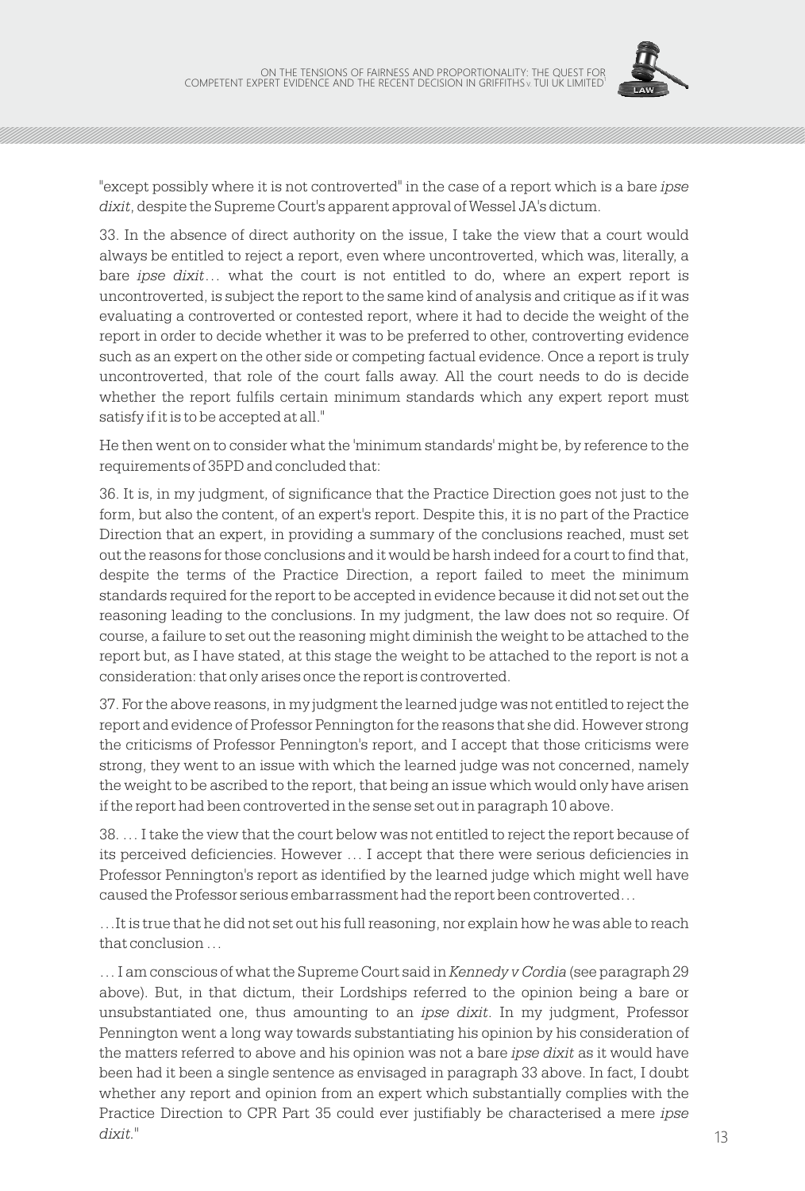"except possibly where it is not controverted" in the case of a report which is a bare *ipse dixit*, despite the Supreme Court's apparent approval of Wessel JA's dictum.

33. In the absence of direct authority on the issue, I take the view that a court would always be entitled to reject a report, even where uncontroverted, which was, literally, a bare *ipse dixit*… what the court is not entitled to do, where an expert report is uncontroverted, is subject the report to the same kind of analysis and critique as if it was evaluating a controverted or contested report, where it had to decide the weight of the report in order to decide whether it was to be preferred to other, controverting evidence such as an expert on the other side or competing factual evidence. Once a report is truly uncontroverted, that role of the court falls away. All the court needs to do is decide whether the report fulfils certain minimum standards which any expert report must satisfy if it is to be accepted at all."

He then went on to consider what the 'minimum standards' might be, by reference to the requirements of 35PD and concluded that:

36. It is, in my judgment, of significance that the Practice Direction goes not just to the form, but also the content, of an expert's report. Despite this, it is no part of the Practice Direction that an expert, in providing a summary of the conclusions reached, must set out the reasons for those conclusions and it would be harsh indeed for a court to find that, despite the terms of the Practice Direction, a report failed to meet the minimum standards required for the report to be accepted in evidence because it did not set out the reasoning leading to the conclusions. In my judgment, the law does not so require. Of course, a failure to set out the reasoning might diminish the weight to be attached to the report but, as I have stated, at this stage the weight to be attached to the report is not a consideration: that only arises once the report is controverted.

37. For the above reasons, in my judgment the learned judge was not entitled to reject the report and evidence of Professor Pennington for the reasons that she did. However strong the criticisms of Professor Pennington's report, and I accept that those criticisms were strong, they went to an issue with which the learned judge was not concerned, namely the weight to be ascribed to the report, that being an issue which would only have arisen if the report had been controverted in the sense set out in paragraph 10 above.

38. … I take the view that the court below was not entitled to reject the report because of its perceived deficiencies. However … I accept that there were serious deficiencies in Professor Pennington's report as identified by the learned judge which might well have caused the Professor serious embarrassment had the report been controverted…

…It is true that he did not set out his full reasoning, nor explain how he was able to reach that conclusion …

… I am conscious of what the Supreme Court said in *Kennedy v Cordia* (see paragraph 29 above). But, in that dictum, their Lordships referred to the opinion being a bare or unsubstantiated one, thus amounting to an *ipse dixit*. In my judgment, Professor Pennington went a long way towards substantiating his opinion by his consideration of the matters referred to above and his opinion was not a bare *ipse dixit* as it would have been had it been a single sentence as envisaged in paragraph 33 above. In fact, I doubt whether any report and opinion from an expert which substantially complies with the Practice Direction to CPR Part 35 could ever justifiably be characterised a mere *ipse dixit*."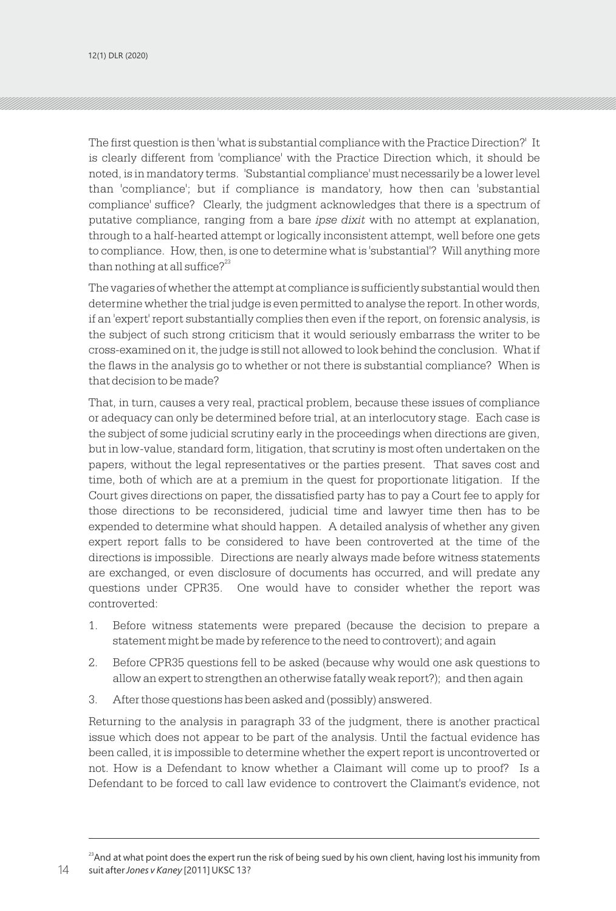The first question is then 'what is substantial compliance with the Practice Direction?' It is clearly different from 'compliance' with the Practice Direction which, it should be noted, is in mandatory terms. 'Substantial compliance' must necessarily be a lower level than 'compliance'; but if compliance is mandatory, how then can 'substantial compliance' suffice? Clearly, the judgment acknowledges that there is a spectrum of putative compliance, ranging from a bare *ipse dixit* with no attempt at explanation, through to a half-hearted attempt or logically inconsistent attempt, well before one gets to compliance. How, then, is one to determine what is 'substantial'? Will anything more than nothing at all suffice?[23]

The vagaries of whether the attempt at compliance is sufficiently substantial would then determine whether the trial judge is even permitted to analyse the report. In other words, if an 'expert' report substantially complies then even if the report, on forensic analysis, is the subject of such strong criticism that it would seriously embarrass the writer to be cross-examined on it, the judge is still not allowed to look behind the conclusion. What if the flaws in the analysis go to whether or not there is substantial compliance? When is that decision to be made?

That, in turn, causes a very real, practical problem, because these issues of compliance or adequacy can only be determined before trial, at an interlocutory stage. Each case is the subject of some judicial scrutiny early in the proceedings when directions are given, but in low-value, standard form, litigation, that scrutiny is most often undertaken on the papers, without the legal representatives or the parties present. That saves cost and time, both of which are at a premium in the quest for proportionate litigation. If the Court gives directions on paper, the dissatisfied party has to pay a Court fee to apply for those directions to be reconsidered, judicial time and lawyer time then has to be expended to determine what should happen. A detailed analysis of whether any given expert report falls to be considered to have been controverted at the time of the directions is impossible. Directions are nearly always made before witness statements are exchanged, or even disclosure of documents has occurred, and will predate any questions under CPR35. One would have to consider whether the report was controverted:

1. Before witness statements were prepared (because the decision to prepare a statement might be made by reference to the need to controvert); and again
2. Before CPR35 questions fell to be asked (because why would one ask questions to allow an expert to strengthen an otherwise fatally weak report?); and then again
3. After those questions has been asked and (possibly) answered.

Returning to the analysis in paragraph 33 of the judgment, there is another practical issue which does not appear to be part of the analysis. Until the factual evidence has been called, it is impossible to determine whether the expert report is uncontroverted or not. How is a Defendant to know whether a Claimant will come up to proof? Is a Defendant to be forced to call law evidence to controvert the Claimant's evidence, not

---

[23] And at what point does the expert run the risk of being sued by his own client, having lost his immunity from suit after *Jones v Kaney* [2011] UKSC 13?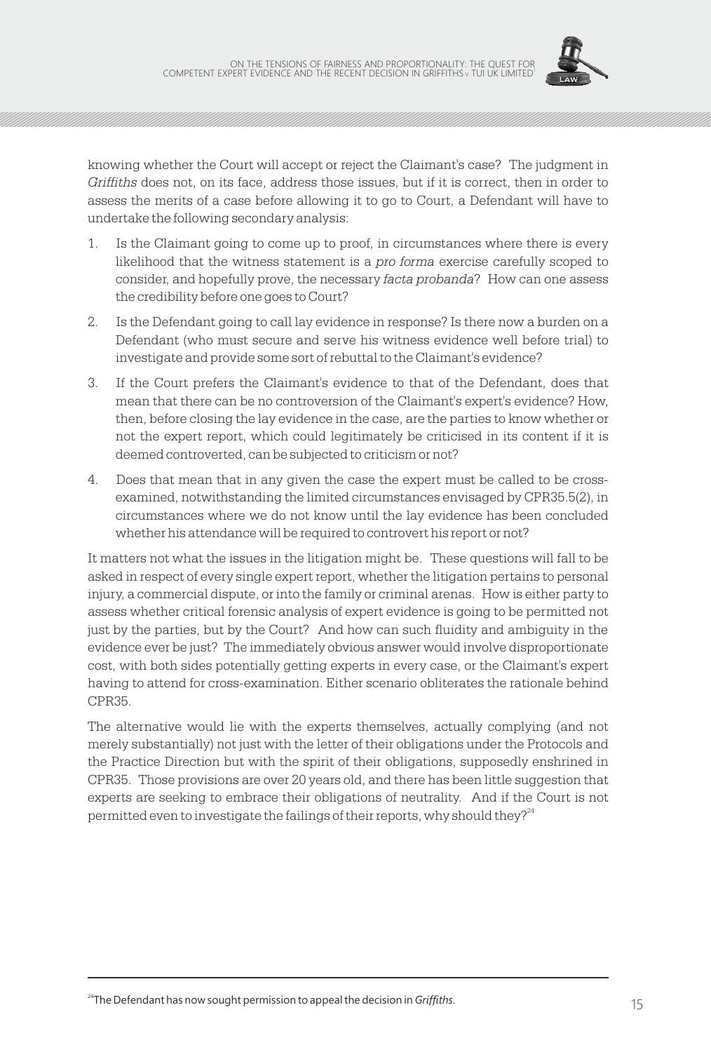knowing whether the Court will accept or reject the Claimant's case? The judgment in *Griffiths* does not, on its face, address those issues, but if it is correct, then in order to assess the merits of a case before allowing it to go to Court, a Defendant will have to undertake the following secondary analysis:

1. Is the Claimant going to come up to proof, in circumstances where there is every likelihood that the witness statement is a *pro forma* exercise carefully scoped to consider, and hopefully prove, the necessary *facta probanda*? How can one assess the credibility before one goes to Court?
2. Is the Defendant going to call lay evidence in response? Is there now a burden on a Defendant (who must secure and serve his witness evidence well before trial) to investigate and provide some sort of rebuttal to the Claimant's evidence?
3. If the Court prefers the Claimant's evidence to that of the Defendant, does that mean that there can be no controversion of the Claimant's expert's evidence? How, then, before closing the lay evidence in the case, are the parties to know whether or not the expert report, which could legitimately be criticised in its content if it is deemed controverted, can be subjected to criticism or not?
4. Does that mean that in any given the case the expert must be called to be cross-examined, notwithstanding the limited circumstances envisaged by CPR35.5(2), in circumstances where we do not know until the lay evidence has been concluded whether his attendance will be required to controvert his report or not?

It matters not what the issues in the litigation might be. These questions will fall to be asked in respect of every single expert report, whether the litigation pertains to personal injury, a commercial dispute, or into the family or criminal arenas. How is either party to assess whether critical forensic analysis of expert evidence is going to be permitted not just by the parties, but by the Court? And how can such fluidity and ambiguity in the evidence ever be just? The immediately obvious answer would involve disproportionate cost, with both sides potentially getting experts in every case, or the Claimant's expert having to attend for cross-examination. Either scenario obliterates the rationale behind CPR35.

The alternative would lie with the experts themselves, actually complying (and not merely substantially) not just with the letter of their obligations under the Protocols and the Practice Direction but with the spirit of their obligations, supposedly enshrined in CPR35. Those provisions are over 20 years old, and there has been little suggestion that experts are seeking to embrace their obligations of neutrality. And if the Court is not permitted even to investigate the failings of their reports, why should they?[24]

[24] The Defendant has now sought permission to appeal the decision in *Griffiths*.